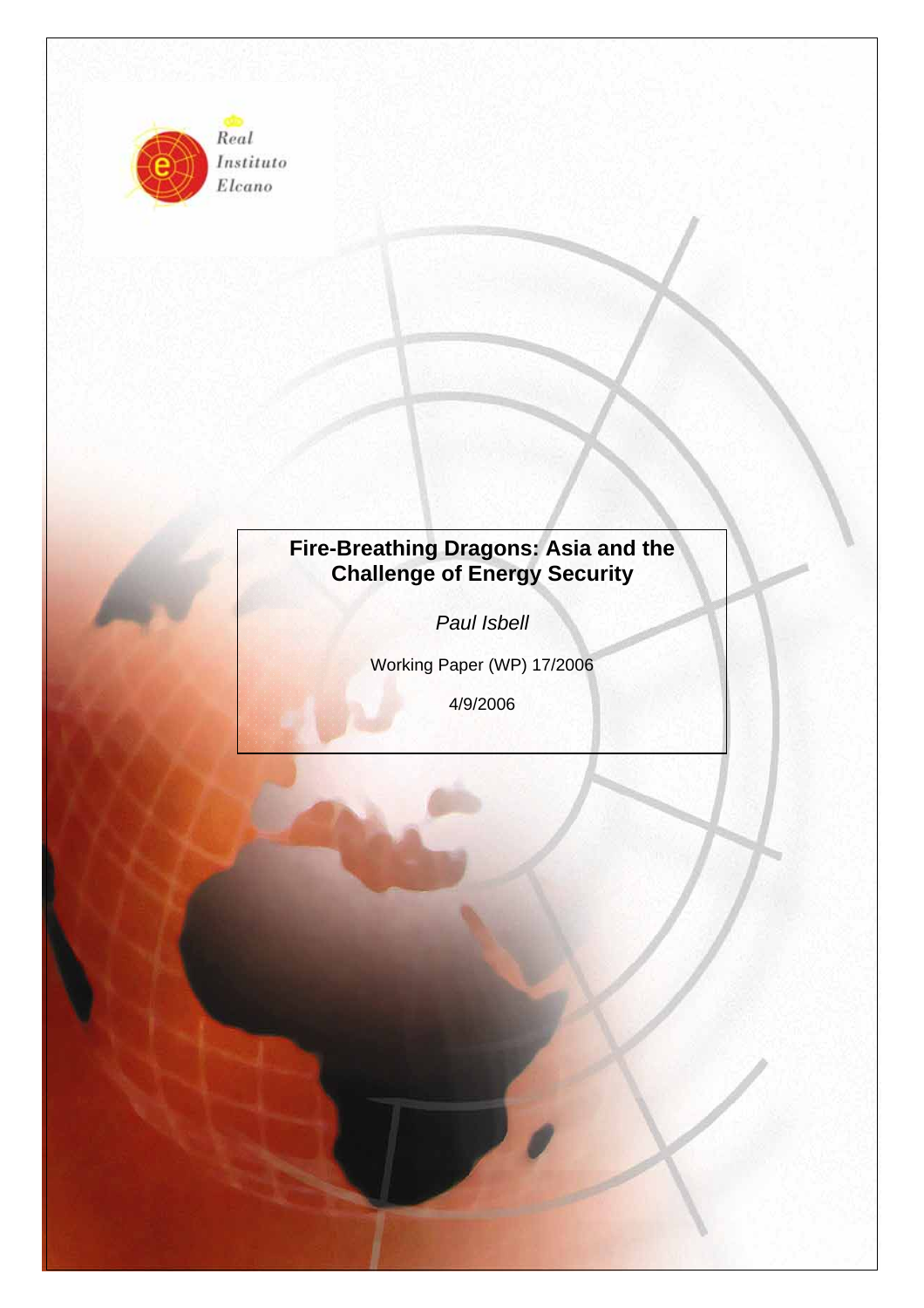Real Instituto Elcano

# Fire-Breathing Dragons: Asia and the Challenge of Energy Security

*Paul Isbell*

Working Paper (WP) 17/2006

4/9/2006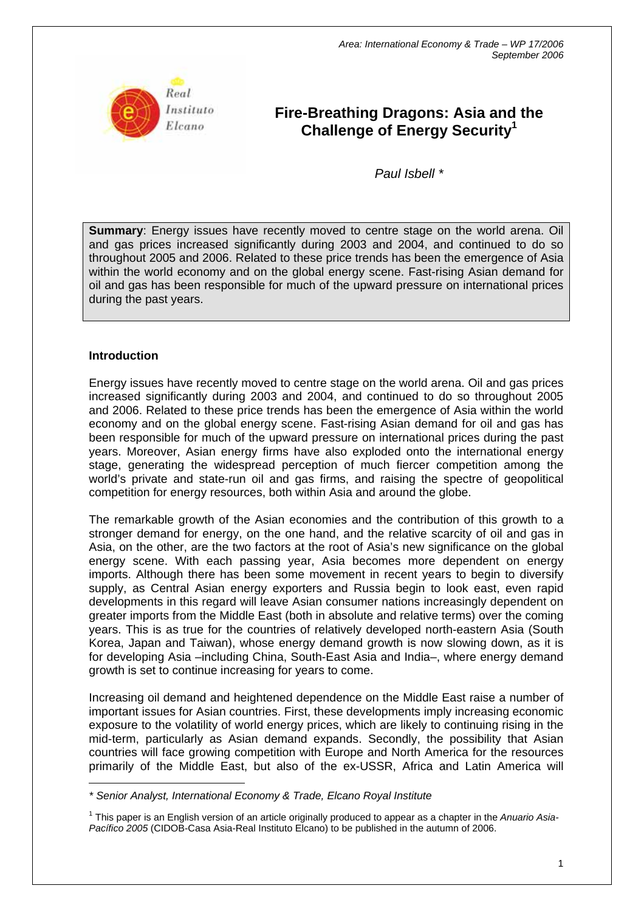Area: International Economy & Trade – WP 17/2006
September 2006

# Fire-Breathing Dragons: Asia and the Challenge of Energy Security[1]

*Paul Isbell **

**Summary**: Energy issues have recently moved to centre stage on the world arena. Oil and gas prices increased significantly during 2003 and 2004, and continued to do so throughout 2005 and 2006. Related to these price trends has been the emergence of Asia within the world economy and on the global energy scene. Fast-rising Asian demand for oil and gas has been responsible for much of the upward pressure on international prices during the past years.

## Introduction

Energy issues have recently moved to centre stage on the world arena. Oil and gas prices increased significantly during 2003 and 2004, and continued to do so throughout 2005 and 2006. Related to these price trends has been the emergence of Asia within the world economy and on the global energy scene. Fast-rising Asian demand for oil and gas has been responsible for much of the upward pressure on international prices during the past years. Moreover, Asian energy firms have also exploded onto the international energy stage, generating the widespread perception of much fiercer competition among the world's private and state-run oil and gas firms, and raising the spectre of geopolitical competition for energy resources, both within Asia and around the globe.

The remarkable growth of the Asian economies and the contribution of this growth to a stronger demand for energy, on the one hand, and the relative scarcity of oil and gas in Asia, on the other, are the two factors at the root of Asia's new significance on the global energy scene. With each passing year, Asia becomes more dependent on energy imports. Although there has been some movement in recent years to begin to diversify supply, as Central Asian energy exporters and Russia begin to look east, even rapid developments in this regard will leave Asian consumer nations increasingly dependent on greater imports from the Middle East (both in absolute and relative terms) over the coming years. This is as true for the countries of relatively developed north-eastern Asia (South Korea, Japan and Taiwan), whose energy demand growth is now slowing down, as it is for developing Asia –including China, South-East Asia and India–, where energy demand growth is set to continue increasing for years to come.

Increasing oil demand and heightened dependence on the Middle East raise a number of important issues for Asian countries. First, these developments imply increasing economic exposure to the volatility of world energy prices, which are likely to continuing rising in the mid-term, particularly as Asian demand expands. Secondly, the possibility that Asian countries will face growing competition with Europe and North America for the resources primarily of the Middle East, but also of the ex-USSR, Africa and Latin America will

---

*\* Senior Analyst, International Economy & Trade, Elcano Royal Institute*

[1] This paper is an English version of an article originally produced to appear as a chapter in the *Anuario Asia-Pacífico 2005* (CIDOB-Casa Asia-Real Instituto Elcano) to be published in the autumn of 2006.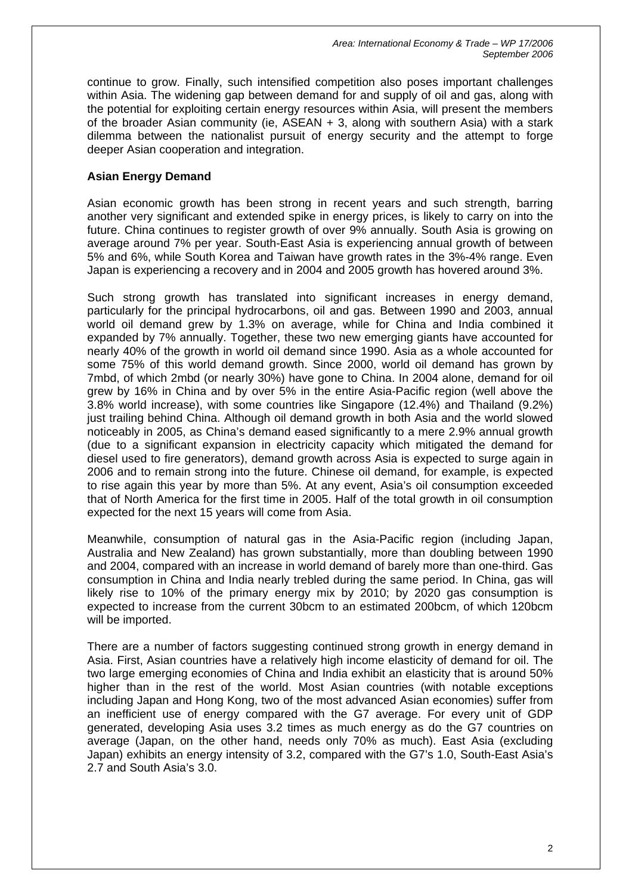continue to grow. Finally, such intensified competition also poses important challenges within Asia. The widening gap between demand for and supply of oil and gas, along with the potential for exploiting certain energy resources within Asia, will present the members of the broader Asian community (ie, ASEAN + 3, along with southern Asia) with a stark dilemma between the nationalist pursuit of energy security and the attempt to forge deeper Asian cooperation and integration.

### Asian Energy Demand

Asian economic growth has been strong in recent years and such strength, barring another very significant and extended spike in energy prices, is likely to carry on into the future. China continues to register growth of over 9% annually. South Asia is growing on average around 7% per year. South-East Asia is experiencing annual growth of between 5% and 6%, while South Korea and Taiwan have growth rates in the 3%-4% range. Even Japan is experiencing a recovery and in 2004 and 2005 growth has hovered around 3%.

Such strong growth has translated into significant increases in energy demand, particularly for the principal hydrocarbons, oil and gas. Between 1990 and 2003, annual world oil demand grew by 1.3% on average, while for China and India combined it expanded by 7% annually. Together, these two new emerging giants have accounted for nearly 40% of the growth in world oil demand since 1990. Asia as a whole accounted for some 75% of this world demand growth. Since 2000, world oil demand has grown by 7mbd, of which 2mbd (or nearly 30%) have gone to China. In 2004 alone, demand for oil grew by 16% in China and by over 5% in the entire Asia-Pacific region (well above the 3.8% world increase), with some countries like Singapore (12.4%) and Thailand (9.2%) just trailing behind China. Although oil demand growth in both Asia and the world slowed noticeably in 2005, as China's demand eased significantly to a mere 2.9% annual growth (due to a significant expansion in electricity capacity which mitigated the demand for diesel used to fire generators), demand growth across Asia is expected to surge again in 2006 and to remain strong into the future. Chinese oil demand, for example, is expected to rise again this year by more than 5%. At any event, Asia's oil consumption exceeded that of North America for the first time in 2005. Half of the total growth in oil consumption expected for the next 15 years will come from Asia.

Meanwhile, consumption of natural gas in the Asia-Pacific region (including Japan, Australia and New Zealand) has grown substantially, more than doubling between 1990 and 2004, compared with an increase in world demand of barely more than one-third. Gas consumption in China and India nearly trebled during the same period. In China, gas will likely rise to 10% of the primary energy mix by 2010; by 2020 gas consumption is expected to increase from the current 30bcm to an estimated 200bcm, of which 120bcm will be imported.

There are a number of factors suggesting continued strong growth in energy demand in Asia. First, Asian countries have a relatively high income elasticity of demand for oil. The two large emerging economies of China and India exhibit an elasticity that is around 50% higher than in the rest of the world. Most Asian countries (with notable exceptions including Japan and Hong Kong, two of the most advanced Asian economies) suffer from an inefficient use of energy compared with the G7 average. For every unit of GDP generated, developing Asia uses 3.2 times as much energy as do the G7 countries on average (Japan, on the other hand, needs only 70% as much). East Asia (excluding Japan) exhibits an energy intensity of 3.2, compared with the G7's 1.0, South-East Asia's 2.7 and South Asia's 3.0.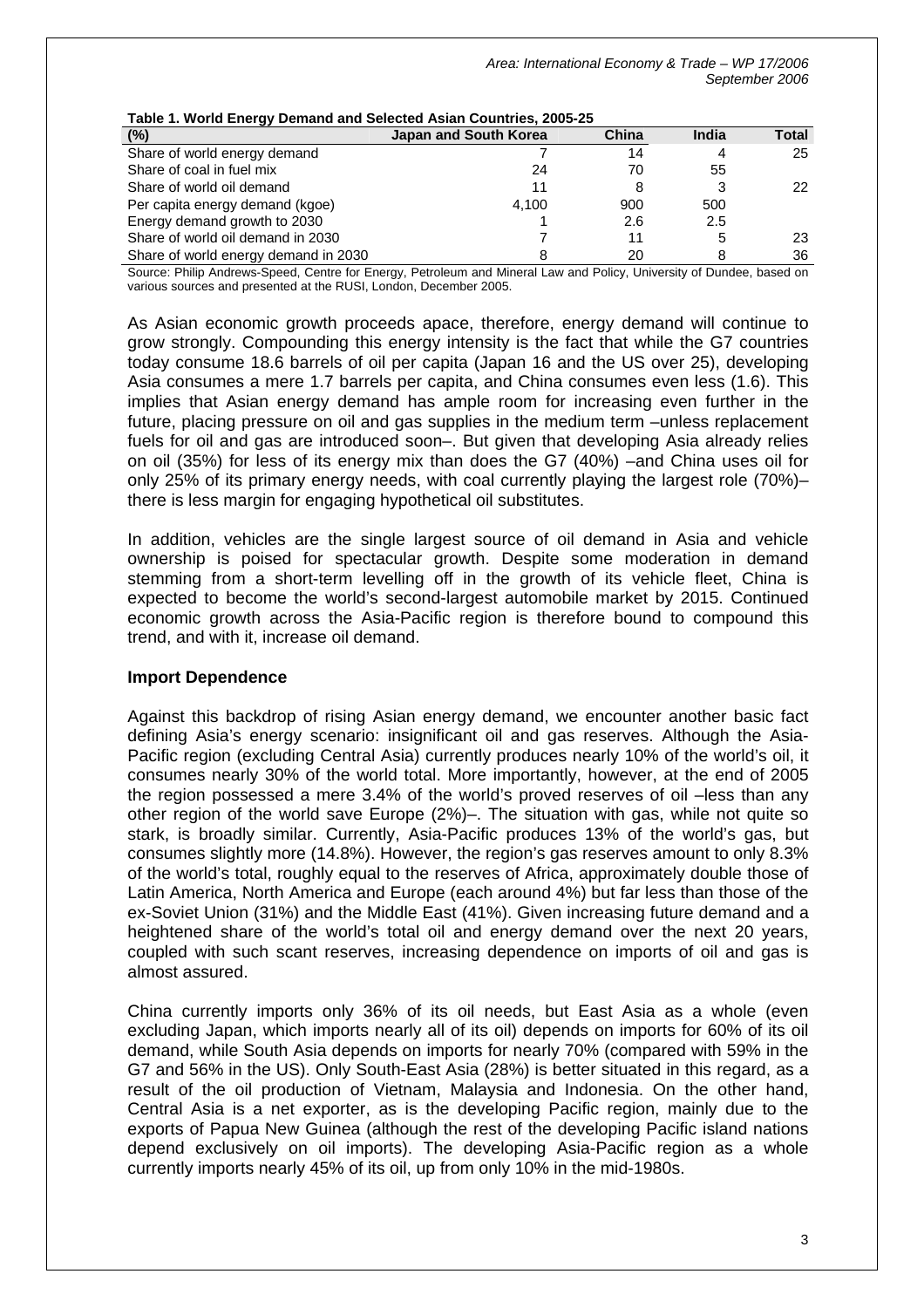**Table 1. World Energy Demand and Selected Asian Countries, 2005-25**

| (%) | Japan and South Korea | China | India | Total |
|---|---|---|---|---|
| Share of world energy demand | 7 | 14 | 4 | 25 |
| Share of coal in fuel mix | 24 | 70 | 55 | |
| Share of world oil demand | 11 | 8 | 3 | 22 |
| Per capita energy demand (kgoe) | 4,100 | 900 | 500 | |
| Energy demand growth to 2030 | 1 | 2.6 | 2.5 | |
| Share of world oil demand in 2030 | 7 | 11 | 5 | 23 |
| Share of world energy demand in 2030 | 8 | 20 | 8 | 36 |

Source: Philip Andrews-Speed, Centre for Energy, Petroleum and Mineral Law and Policy, University of Dundee, based on various sources and presented at the RUSI, London, December 2005.

As Asian economic growth proceeds apace, therefore, energy demand will continue to grow strongly. Compounding this energy intensity is the fact that while the G7 countries today consume 18.6 barrels of oil per capita (Japan 16 and the US over 25), developing Asia consumes a mere 1.7 barrels per capita, and China consumes even less (1.6). This implies that Asian energy demand has ample room for increasing even further in the future, placing pressure on oil and gas supplies in the medium term –unless replacement fuels for oil and gas are introduced soon–. But given that developing Asia already relies on oil (35%) for less of its energy mix than does the G7 (40%) –and China uses oil for only 25% of its primary energy needs, with coal currently playing the largest role (70%)– there is less margin for engaging hypothetical oil substitutes.

In addition, vehicles are the single largest source of oil demand in Asia and vehicle ownership is poised for spectacular growth. Despite some moderation in demand stemming from a short-term levelling off in the growth of its vehicle fleet, China is expected to become the world's second-largest automobile market by 2015. Continued economic growth across the Asia-Pacific region is therefore bound to compound this trend, and with it, increase oil demand.

### Import Dependence

Against this backdrop of rising Asian energy demand, we encounter another basic fact defining Asia's energy scenario: insignificant oil and gas reserves. Although the Asia-Pacific region (excluding Central Asia) currently produces nearly 10% of the world's oil, it consumes nearly 30% of the world total. More importantly, however, at the end of 2005 the region possessed a mere 3.4% of the world's proved reserves of oil –less than any other region of the world save Europe (2%)–. The situation with gas, while not quite so stark, is broadly similar. Currently, Asia-Pacific produces 13% of the world's gas, but consumes slightly more (14.8%). However, the region's gas reserves amount to only 8.3% of the world's total, roughly equal to the reserves of Africa, approximately double those of Latin America, North America and Europe (each around 4%) but far less than those of the ex-Soviet Union (31%) and the Middle East (41%). Given increasing future demand and a heightened share of the world's total oil and energy demand over the next 20 years, coupled with such scant reserves, increasing dependence on imports of oil and gas is almost assured.

China currently imports only 36% of its oil needs, but East Asia as a whole (even excluding Japan, which imports nearly all of its oil) depends on imports for 60% of its oil demand, while South Asia depends on imports for nearly 70% (compared with 59% in the G7 and 56% in the US). Only South-East Asia (28%) is better situated in this regard, as a result of the oil production of Vietnam, Malaysia and Indonesia. On the other hand, Central Asia is a net exporter, as is the developing Pacific region, mainly due to the exports of Papua New Guinea (although the rest of the developing Pacific island nations depend exclusively on oil imports). The developing Asia-Pacific region as a whole currently imports nearly 45% of its oil, up from only 10% in the mid-1980s.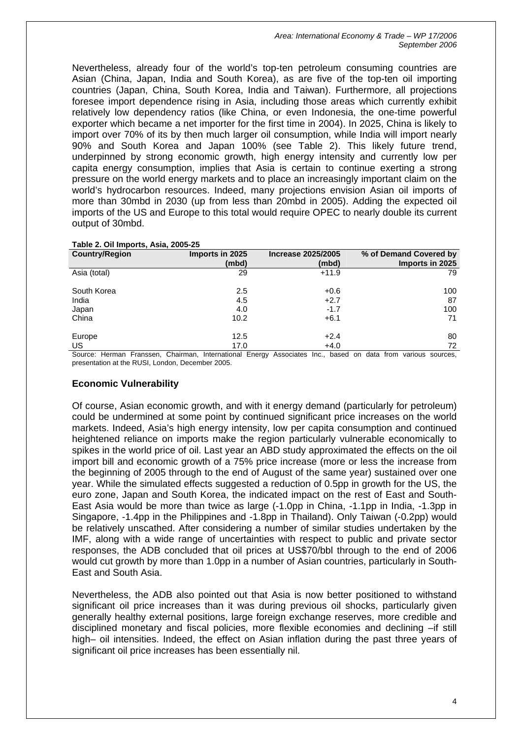Nevertheless, already four of the world's top-ten petroleum consuming countries are Asian (China, Japan, India and South Korea), as are five of the top-ten oil importing countries (Japan, China, South Korea, India and Taiwan). Furthermore, all projections foresee import dependence rising in Asia, including those areas which currently exhibit relatively low dependency ratios (like China, or even Indonesia, the one-time powerful exporter which became a net importer for the first time in 2004). In 2025, China is likely to import over 70% of its by then much larger oil consumption, while India will import nearly 90% and South Korea and Japan 100% (see Table 2). This likely future trend, underpinned by strong economic growth, high energy intensity and currently low per capita energy consumption, implies that Asia is certain to continue exerting a strong pressure on the world energy markets and to place an increasingly important claim on the world's hydrocarbon resources. Indeed, many projections envision Asian oil imports of more than 30mbd in 2030 (up from less than 20mbd in 2005). Adding the expected oil imports of the US and Europe to this total would require OPEC to nearly double its current output of 30mbd.

**Table 2. Oil Imports, Asia, 2005-25**

| Country/Region | Imports in 2025 (mbd) | Increase 2025/2005 (mbd) | % of Demand Covered by Imports in 2025 |
|---|---|---|---|
| Asia (total) | 29 | +11.9 | 79 |
| South Korea | 2.5 | +0.6 | 100 |
| India | 4.5 | +2.7 | 87 |
| Japan | 4.0 | -1.7 | 100 |
| China | 10.2 | +6.1 | 71 |
| Europe | 12.5 | +2.4 | 80 |
| US | 17.0 | +4.0 | 72 |

Source: Herman Franssen, Chairman, International Energy Associates Inc., based on data from various sources, presentation at the RUSI, London, December 2005.

## Economic Vulnerability

Of course, Asian economic growth, and with it energy demand (particularly for petroleum) could be undermined at some point by continued significant price increases on the world markets. Indeed, Asia's high energy intensity, low per capita consumption and continued heightened reliance on imports make the region particularly vulnerable economically to spikes in the world price of oil. Last year an ABD study approximated the effects on the oil import bill and economic growth of a 75% price increase (more or less the increase from the beginning of 2005 through to the end of August of the same year) sustained over one year. While the simulated effects suggested a reduction of 0.5pp in growth for the US, the euro zone, Japan and South Korea, the indicated impact on the rest of East and South-East Asia would be more than twice as large (-1.0pp in China, -1.1pp in India, -1.3pp in Singapore, -1.4pp in the Philippines and -1.8pp in Thailand). Only Taiwan (-0.2pp) would be relatively unscathed. After considering a number of similar studies undertaken by the IMF, along with a wide range of uncertainties with respect to public and private sector responses, the ADB concluded that oil prices at US$70/bbl through to the end of 2006 would cut growth by more than 1.0pp in a number of Asian countries, particularly in South-East and South Asia.

Nevertheless, the ADB also pointed out that Asia is now better positioned to withstand significant oil price increases than it was during previous oil shocks, particularly given generally healthy external positions, large foreign exchange reserves, more credible and disciplined monetary and fiscal policies, more flexible economies and declining –if still high– oil intensities. Indeed, the effect on Asian inflation during the past three years of significant oil price increases has been essentially nil.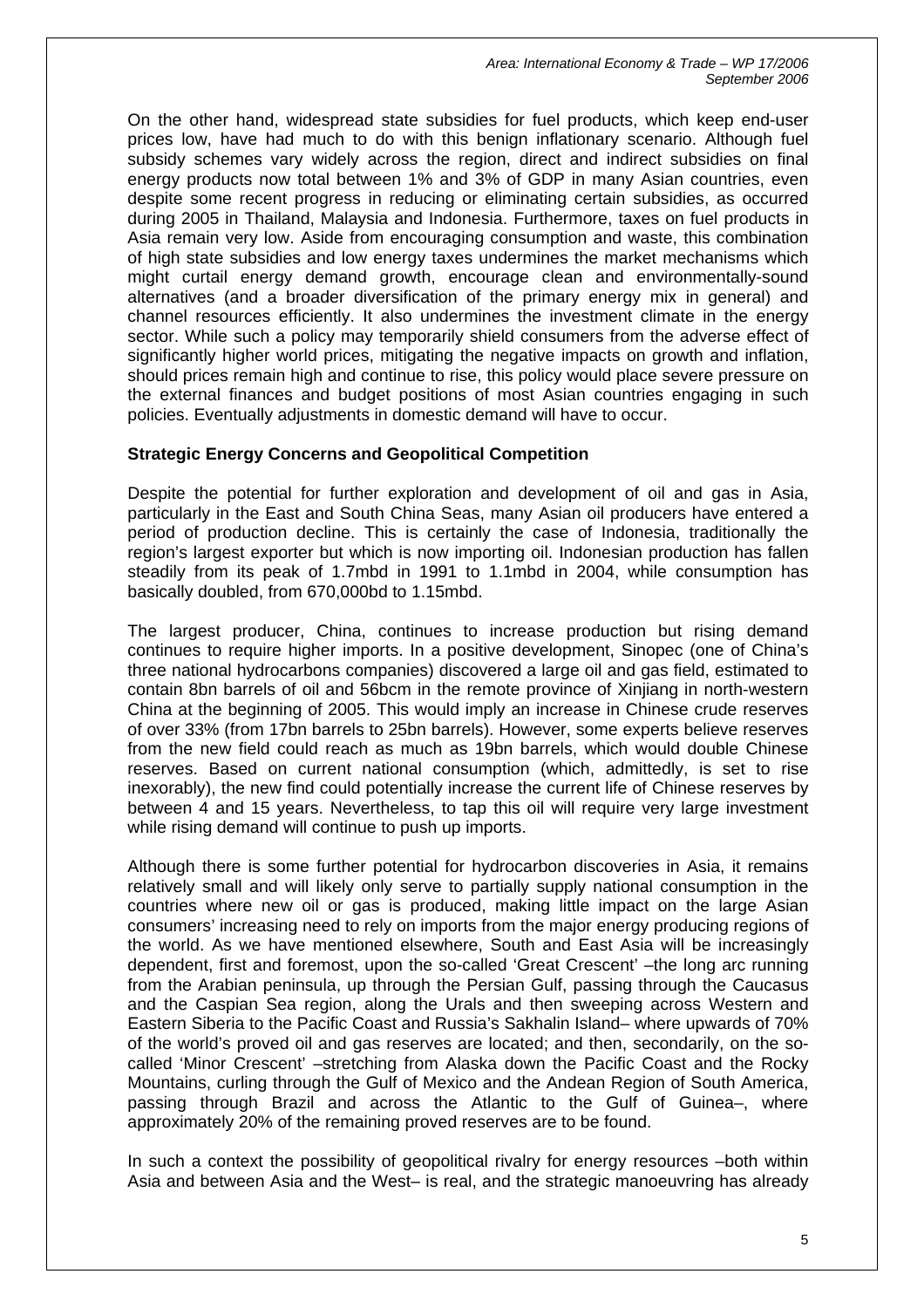On the other hand, widespread state subsidies for fuel products, which keep end-user prices low, have had much to do with this benign inflationary scenario. Although fuel subsidy schemes vary widely across the region, direct and indirect subsidies on final energy products now total between 1% and 3% of GDP in many Asian countries, even despite some recent progress in reducing or eliminating certain subsidies, as occurred during 2005 in Thailand, Malaysia and Indonesia. Furthermore, taxes on fuel products in Asia remain very low. Aside from encouraging consumption and waste, this combination of high state subsidies and low energy taxes undermines the market mechanisms which might curtail energy demand growth, encourage clean and environmentally-sound alternatives (and a broader diversification of the primary energy mix in general) and channel resources efficiently. It also undermines the investment climate in the energy sector. While such a policy may temporarily shield consumers from the adverse effect of significantly higher world prices, mitigating the negative impacts on growth and inflation, should prices remain high and continue to rise, this policy would place severe pressure on the external finances and budget positions of most Asian countries engaging in such policies. Eventually adjustments in domestic demand will have to occur.

**Strategic Energy Concerns and Geopolitical Competition**

Despite the potential for further exploration and development of oil and gas in Asia, particularly in the East and South China Seas, many Asian oil producers have entered a period of production decline. This is certainly the case of Indonesia, traditionally the region's largest exporter but which is now importing oil. Indonesian production has fallen steadily from its peak of 1.7mbd in 1991 to 1.1mbd in 2004, while consumption has basically doubled, from 670,000bd to 1.15mbd.

The largest producer, China, continues to increase production but rising demand continues to require higher imports. In a positive development, Sinopec (one of China's three national hydrocarbons companies) discovered a large oil and gas field, estimated to contain 8bn barrels of oil and 56bcm in the remote province of Xinjiang in north-western China at the beginning of 2005. This would imply an increase in Chinese crude reserves of over 33% (from 17bn barrels to 25bn barrels). However, some experts believe reserves from the new field could reach as much as 19bn barrels, which would double Chinese reserves. Based on current national consumption (which, admittedly, is set to rise inexorably), the new find could potentially increase the current life of Chinese reserves by between 4 and 15 years. Nevertheless, to tap this oil will require very large investment while rising demand will continue to push up imports.

Although there is some further potential for hydrocarbon discoveries in Asia, it remains relatively small and will likely only serve to partially supply national consumption in the countries where new oil or gas is produced, making little impact on the large Asian consumers' increasing need to rely on imports from the major energy producing regions of the world. As we have mentioned elsewhere, South and East Asia will be increasingly dependent, first and foremost, upon the so-called 'Great Crescent' –the long arc running from the Arabian peninsula, up through the Persian Gulf, passing through the Caucasus and the Caspian Sea region, along the Urals and then sweeping across Western and Eastern Siberia to the Pacific Coast and Russia's Sakhalin Island– where upwards of 70% of the world's proved oil and gas reserves are located; and then, secondarily, on the so-called 'Minor Crescent' –stretching from Alaska down the Pacific Coast and the Rocky Mountains, curling through the Gulf of Mexico and the Andean Region of South America, passing through Brazil and across the Atlantic to the Gulf of Guinea–, where approximately 20% of the remaining proved reserves are to be found.

In such a context the possibility of geopolitical rivalry for energy resources –both within Asia and between Asia and the West– is real, and the strategic manoeuvring has already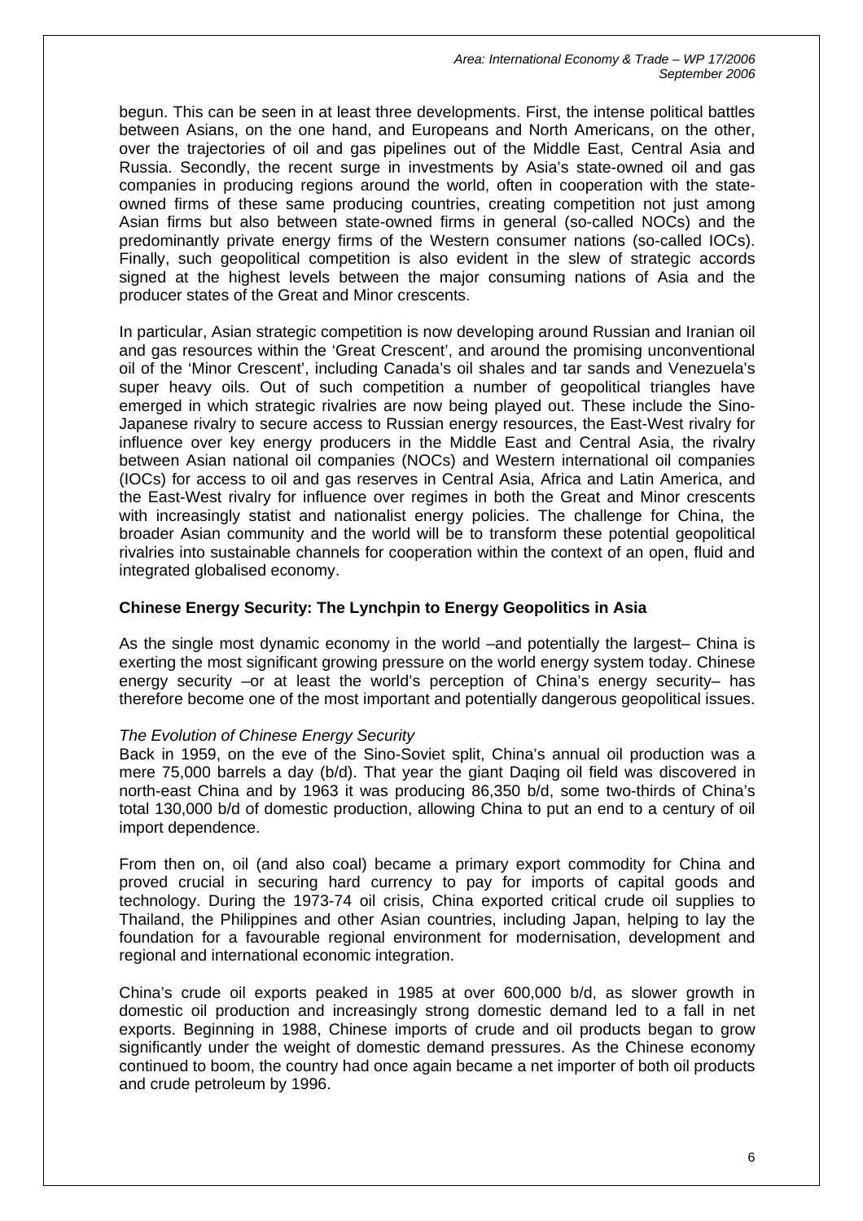begun. This can be seen in at least three developments. First, the intense political battles between Asians, on the one hand, and Europeans and North Americans, on the other, over the trajectories of oil and gas pipelines out of the Middle East, Central Asia and Russia. Secondly, the recent surge in investments by Asia's state-owned oil and gas companies in producing regions around the world, often in cooperation with the state-owned firms of these same producing countries, creating competition not just among Asian firms but also between state-owned firms in general (so-called NOCs) and the predominantly private energy firms of the Western consumer nations (so-called IOCs). Finally, such geopolitical competition is also evident in the slew of strategic accords signed at the highest levels between the major consuming nations of Asia and the producer states of the Great and Minor crescents.

In particular, Asian strategic competition is now developing around Russian and Iranian oil and gas resources within the 'Great Crescent', and around the promising unconventional oil of the 'Minor Crescent', including Canada's oil shales and tar sands and Venezuela's super heavy oils. Out of such competition a number of geopolitical triangles have emerged in which strategic rivalries are now being played out. These include the Sino-Japanese rivalry to secure access to Russian energy resources, the East-West rivalry for influence over key energy producers in the Middle East and Central Asia, the rivalry between Asian national oil companies (NOCs) and Western international oil companies (IOCs) for access to oil and gas reserves in Central Asia, Africa and Latin America, and the East-West rivalry for influence over regimes in both the Great and Minor crescents with increasingly statist and nationalist energy policies. The challenge for China, the broader Asian community and the world will be to transform these potential geopolitical rivalries into sustainable channels for cooperation within the context of an open, fluid and integrated globalised economy.

## Chinese Energy Security: The Lynchpin to Energy Geopolitics in Asia

As the single most dynamic economy in the world –and potentially the largest– China is exerting the most significant growing pressure on the world energy system today. Chinese energy security –or at least the world's perception of China's energy security– has therefore become one of the most important and potentially dangerous geopolitical issues.

*The Evolution of Chinese Energy Security*

Back in 1959, on the eve of the Sino-Soviet split, China's annual oil production was a mere 75,000 barrels a day (b/d). That year the giant Daqing oil field was discovered in north-east China and by 1963 it was producing 86,350 b/d, some two-thirds of China's total 130,000 b/d of domestic production, allowing China to put an end to a century of oil import dependence.

From then on, oil (and also coal) became a primary export commodity for China and proved crucial in securing hard currency to pay for imports of capital goods and technology. During the 1973-74 oil crisis, China exported critical crude oil supplies to Thailand, the Philippines and other Asian countries, including Japan, helping to lay the foundation for a favourable regional environment for modernisation, development and regional and international economic integration.

China's crude oil exports peaked in 1985 at over 600,000 b/d, as slower growth in domestic oil production and increasingly strong domestic demand led to a fall in net exports. Beginning in 1988, Chinese imports of crude and oil products began to grow significantly under the weight of domestic demand pressures. As the Chinese economy continued to boom, the country had once again became a net importer of both oil products and crude petroleum by 1996.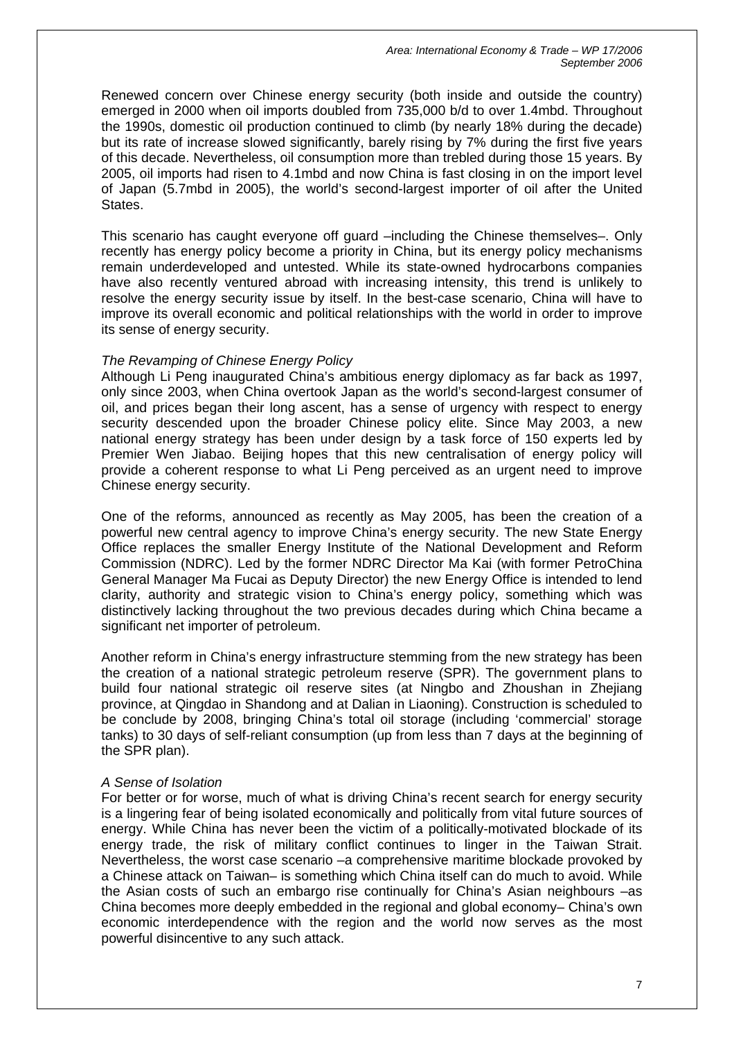Renewed concern over Chinese energy security (both inside and outside the country) emerged in 2000 when oil imports doubled from 735,000 b/d to over 1.4mbd. Throughout the 1990s, domestic oil production continued to climb (by nearly 18% during the decade) but its rate of increase slowed significantly, barely rising by 7% during the first five years of this decade. Nevertheless, oil consumption more than trebled during those 15 years. By 2005, oil imports had risen to 4.1mbd and now China is fast closing in on the import level of Japan (5.7mbd in 2005), the world's second-largest importer of oil after the United States.

This scenario has caught everyone off guard –including the Chinese themselves–. Only recently has energy policy become a priority in China, but its energy policy mechanisms remain underdeveloped and untested. While its state-owned hydrocarbons companies have also recently ventured abroad with increasing intensity, this trend is unlikely to resolve the energy security issue by itself. In the best-case scenario, China will have to improve its overall economic and political relationships with the world in order to improve its sense of energy security.

*The Revamping of Chinese Energy Policy*

Although Li Peng inaugurated China's ambitious energy diplomacy as far back as 1997, only since 2003, when China overtook Japan as the world's second-largest consumer of oil, and prices began their long ascent, has a sense of urgency with respect to energy security descended upon the broader Chinese policy elite. Since May 2003, a new national energy strategy has been under design by a task force of 150 experts led by Premier Wen Jiabao. Beijing hopes that this new centralisation of energy policy will provide a coherent response to what Li Peng perceived as an urgent need to improve Chinese energy security.

One of the reforms, announced as recently as May 2005, has been the creation of a powerful new central agency to improve China's energy security. The new State Energy Office replaces the smaller Energy Institute of the National Development and Reform Commission (NDRC). Led by the former NDRC Director Ma Kai (with former PetroChina General Manager Ma Fucai as Deputy Director) the new Energy Office is intended to lend clarity, authority and strategic vision to China's energy policy, something which was distinctively lacking throughout the two previous decades during which China became a significant net importer of petroleum.

Another reform in China's energy infrastructure stemming from the new strategy has been the creation of a national strategic petroleum reserve (SPR). The government plans to build four national strategic oil reserve sites (at Ningbo and Zhoushan in Zhejiang province, at Qingdao in Shandong and at Dalian in Liaoning). Construction is scheduled to be conclude by 2008, bringing China's total oil storage (including 'commercial' storage tanks) to 30 days of self-reliant consumption (up from less than 7 days at the beginning of the SPR plan).

*A Sense of Isolation*

For better or for worse, much of what is driving China's recent search for energy security is a lingering fear of being isolated economically and politically from vital future sources of energy. While China has never been the victim of a politically-motivated blockade of its energy trade, the risk of military conflict continues to linger in the Taiwan Strait. Nevertheless, the worst case scenario –a comprehensive maritime blockade provoked by a Chinese attack on Taiwan– is something which China itself can do much to avoid. While the Asian costs of such an embargo rise continually for China's Asian neighbours –as China becomes more deeply embedded in the regional and global economy– China's own economic interdependence with the region and the world now serves as the most powerful disincentive to any such attack.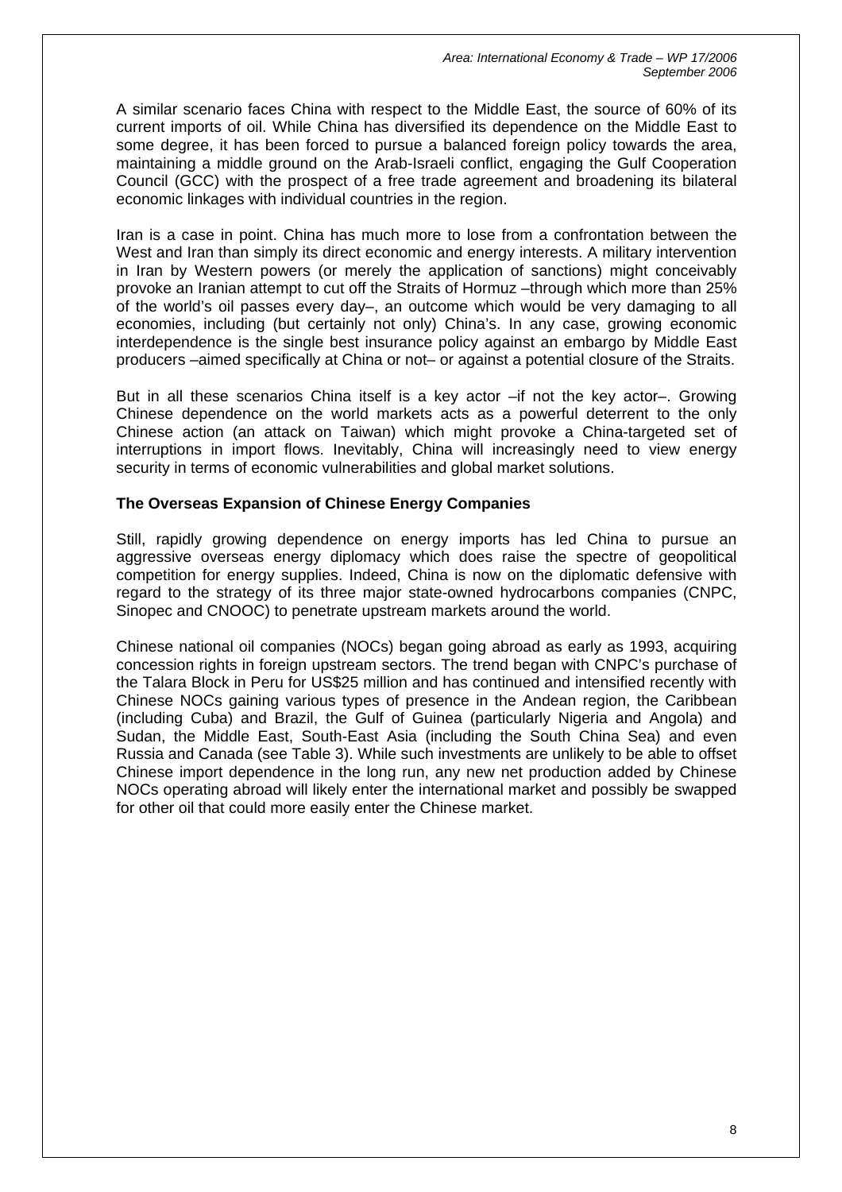A similar scenario faces China with respect to the Middle East, the source of 60% of its current imports of oil. While China has diversified its dependence on the Middle East to some degree, it has been forced to pursue a balanced foreign policy towards the area, maintaining a middle ground on the Arab-Israeli conflict, engaging the Gulf Cooperation Council (GCC) with the prospect of a free trade agreement and broadening its bilateral economic linkages with individual countries in the region.

Iran is a case in point. China has much more to lose from a confrontation between the West and Iran than simply its direct economic and energy interests. A military intervention in Iran by Western powers (or merely the application of sanctions) might conceivably provoke an Iranian attempt to cut off the Straits of Hormuz –through which more than 25% of the world's oil passes every day–, an outcome which would be very damaging to all economies, including (but certainly not only) China's. In any case, growing economic interdependence is the single best insurance policy against an embargo by Middle East producers –aimed specifically at China or not– or against a potential closure of the Straits.

But in all these scenarios China itself is a key actor –if not the key actor–. Growing Chinese dependence on the world markets acts as a powerful deterrent to the only Chinese action (an attack on Taiwan) which might provoke a China-targeted set of interruptions in import flows. Inevitably, China will increasingly need to view energy security in terms of economic vulnerabilities and global market solutions.

### The Overseas Expansion of Chinese Energy Companies

Still, rapidly growing dependence on energy imports has led China to pursue an aggressive overseas energy diplomacy which does raise the spectre of geopolitical competition for energy supplies. Indeed, China is now on the diplomatic defensive with regard to the strategy of its three major state-owned hydrocarbons companies (CNPC, Sinopec and CNOOC) to penetrate upstream markets around the world.

Chinese national oil companies (NOCs) began going abroad as early as 1993, acquiring concession rights in foreign upstream sectors. The trend began with CNPC's purchase of the Talara Block in Peru for US$25 million and has continued and intensified recently with Chinese NOCs gaining various types of presence in the Andean region, the Caribbean (including Cuba) and Brazil, the Gulf of Guinea (particularly Nigeria and Angola) and Sudan, the Middle East, South-East Asia (including the South China Sea) and even Russia and Canada (see Table 3). While such investments are unlikely to be able to offset Chinese import dependence in the long run, any new net production added by Chinese NOCs operating abroad will likely enter the international market and possibly be swapped for other oil that could more easily enter the Chinese market.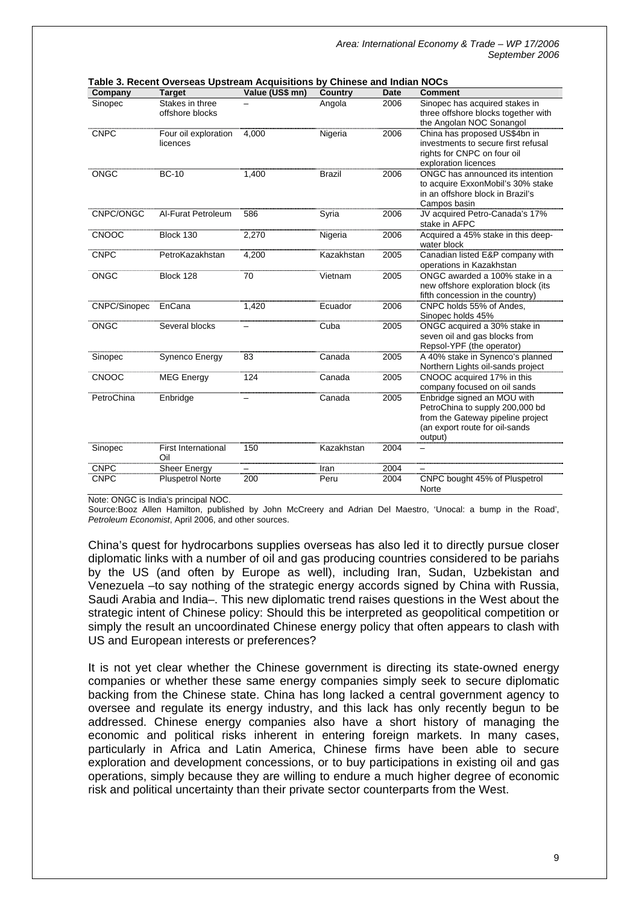**Table 3. Recent Overseas Upstream Acquisitions by Chinese and Indian NOCs**

| Company | Target | Value (US$ mn) | Country | Date | Comment |
|---|---|---|---|---|---|
| Sinopec | Stakes in three offshore blocks | – | Angola | 2006 | Sinopec has acquired stakes in three offshore blocks together with the Angolan NOC Sonangol |
| CNPC | Four oil exploration licences | 4,000 | Nigeria | 2006 | China has proposed US$4bn in investments to secure first refusal rights for CNPC on four oil exploration licences |
| ONGC | BC-10 | 1,400 | Brazil | 2006 | ONGC has announced its intention to acquire ExxonMobil's 30% stake in an offshore block in Brazil's Campos basin |
| CNPC/ONGC | Al-Furat Petroleum | 586 | Syria | 2006 | JV acquired Petro-Canada's 17% stake in AFPC |
| CNOOC | Block 130 | 2,270 | Nigeria | 2006 | Acquired a 45% stake in this deep-water block |
| CNPC | PetroKazakhstan | 4,200 | Kazakhstan | 2005 | Canadian listed E&P company with operations in Kazakhstan |
| ONGC | Block 128 | 70 | Vietnam | 2005 | ONGC awarded a 100% stake in a new offshore exploration block (its fifth concession in the country) |
| CNPC/Sinopec | EnCana | 1,420 | Ecuador | 2006 | CNPC holds 55% of Andes, Sinopec holds 45% |
| ONGC | Several blocks | – | Cuba | 2005 | ONGC acquired a 30% stake in seven oil and gas blocks from Repsol-YPF (the operator) |
| Sinopec | Synenco Energy | 83 | Canada | 2005 | A 40% stake in Synenco's planned Northern Lights oil-sands project |
| CNOOC | MEG Energy | 124 | Canada | 2005 | CNOOC acquired 17% in this company focused on oil sands |
| PetroChina | Enbridge | – | Canada | 2005 | Enbridge signed an MOU with PetroChina to supply 200,000 bd from the Gateway pipeline project (an export route for oil-sands output) |
| Sinopec | First International Oil | 150 | Kazakhstan | 2004 | – |
| CNPC | Sheer Energy | – | Iran | 2004 | – |
| CNPC | Pluspetrol Norte | 200 | Peru | 2004 | CNPC bought 45% of Pluspetrol Norte |

Note: ONGC is India's principal NOC.
Source:Booz Allen Hamilton, published by John McCreery and Adrian Del Maestro, 'Unocal: a bump in the Road', *Petroleum Economist*, April 2006, and other sources.

China's quest for hydrocarbons supplies overseas has also led it to directly pursue closer diplomatic links with a number of oil and gas producing countries considered to be pariahs by the US (and often by Europe as well), including Iran, Sudan, Uzbekistan and Venezuela –to say nothing of the strategic energy accords signed by China with Russia, Saudi Arabia and India–. This new diplomatic trend raises questions in the West about the strategic intent of Chinese policy: Should this be interpreted as geopolitical competition or simply the result an uncoordinated Chinese energy policy that often appears to clash with US and European interests or preferences?

It is not yet clear whether the Chinese government is directing its state-owned energy companies or whether these same energy companies simply seek to secure diplomatic backing from the Chinese state. China has long lacked a central government agency to oversee and regulate its energy industry, and this lack has only recently begun to be addressed. Chinese energy companies also have a short history of managing the economic and political risks inherent in entering foreign markets. In many cases, particularly in Africa and Latin America, Chinese firms have been able to secure exploration and development concessions, or to buy participations in existing oil and gas operations, simply because they are willing to endure a much higher degree of economic risk and political uncertainty than their private sector counterparts from the West.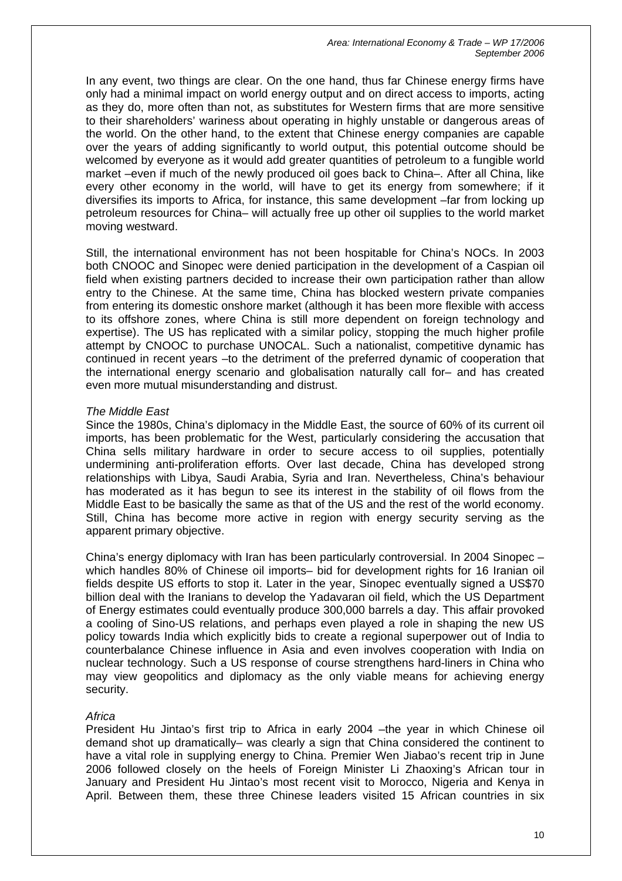In any event, two things are clear. On the one hand, thus far Chinese energy firms have only had a minimal impact on world energy output and on direct access to imports, acting as they do, more often than not, as substitutes for Western firms that are more sensitive to their shareholders' wariness about operating in highly unstable or dangerous areas of the world. On the other hand, to the extent that Chinese energy companies are capable over the years of adding significantly to world output, this potential outcome should be welcomed by everyone as it would add greater quantities of petroleum to a fungible world market –even if much of the newly produced oil goes back to China–. After all China, like every other economy in the world, will have to get its energy from somewhere; if it diversifies its imports to Africa, for instance, this same development –far from locking up petroleum resources for China– will actually free up other oil supplies to the world market moving westward.

Still, the international environment has not been hospitable for China's NOCs. In 2003 both CNOOC and Sinopec were denied participation in the development of a Caspian oil field when existing partners decided to increase their own participation rather than allow entry to the Chinese. At the same time, China has blocked western private companies from entering its domestic onshore market (although it has been more flexible with access to its offshore zones, where China is still more dependent on foreign technology and expertise). The US has replicated with a similar policy, stopping the much higher profile attempt by CNOOC to purchase UNOCAL. Such a nationalist, competitive dynamic has continued in recent years –to the detriment of the preferred dynamic of cooperation that the international energy scenario and globalisation naturally call for– and has created even more mutual misunderstanding and distrust.

*The Middle East*

Since the 1980s, China's diplomacy in the Middle East, the source of 60% of its current oil imports, has been problematic for the West, particularly considering the accusation that China sells military hardware in order to secure access to oil supplies, potentially undermining anti-proliferation efforts. Over last decade, China has developed strong relationships with Libya, Saudi Arabia, Syria and Iran. Nevertheless, China's behaviour has moderated as it has begun to see its interest in the stability of oil flows from the Middle East to be basically the same as that of the US and the rest of the world economy. Still, China has become more active in region with energy security serving as the apparent primary objective.

China's energy diplomacy with Iran has been particularly controversial. In 2004 Sinopec –which handles 80% of Chinese oil imports– bid for development rights for 16 Iranian oil fields despite US efforts to stop it. Later in the year, Sinopec eventually signed a US$70 billion deal with the Iranians to develop the Yadavaran oil field, which the US Department of Energy estimates could eventually produce 300,000 barrels a day. This affair provoked a cooling of Sino-US relations, and perhaps even played a role in shaping the new US policy towards India which explicitly bids to create a regional superpower out of India to counterbalance Chinese influence in Asia and even involves cooperation with India on nuclear technology. Such a US response of course strengthens hard-liners in China who may view geopolitics and diplomacy as the only viable means for achieving energy security.

*Africa*

President Hu Jintao's first trip to Africa in early 2004 –the year in which Chinese oil demand shot up dramatically– was clearly a sign that China considered the continent to have a vital role in supplying energy to China. Premier Wen Jiabao's recent trip in June 2006 followed closely on the heels of Foreign Minister Li Zhaoxing's African tour in January and President Hu Jintao's most recent visit to Morocco, Nigeria and Kenya in April. Between them, these three Chinese leaders visited 15 African countries in six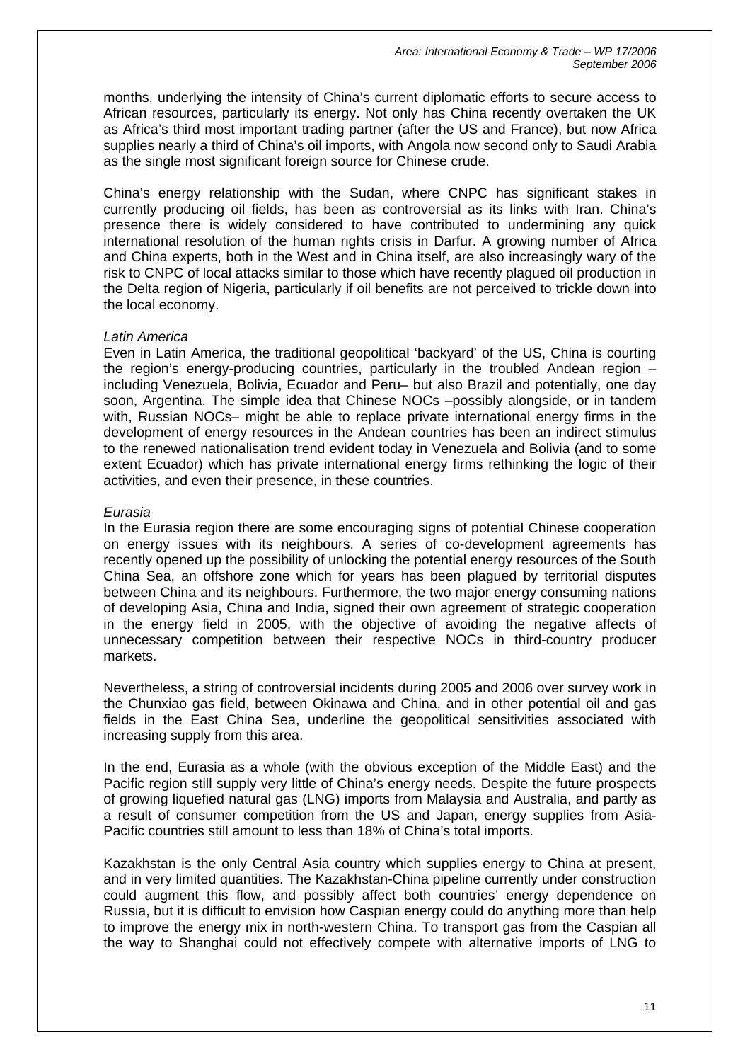months, underlying the intensity of China's current diplomatic efforts to secure access to African resources, particularly its energy. Not only has China recently overtaken the UK as Africa's third most important trading partner (after the US and France), but now Africa supplies nearly a third of China's oil imports, with Angola now second only to Saudi Arabia as the single most significant foreign source for Chinese crude.

China's energy relationship with the Sudan, where CNPC has significant stakes in currently producing oil fields, has been as controversial as its links with Iran. China's presence there is widely considered to have contributed to undermining any quick international resolution of the human rights crisis in Darfur. A growing number of Africa and China experts, both in the West and in China itself, are also increasingly wary of the risk to CNPC of local attacks similar to those which have recently plagued oil production in the Delta region of Nigeria, particularly if oil benefits are not perceived to trickle down into the local economy.

*Latin America*

Even in Latin America, the traditional geopolitical 'backyard' of the US, China is courting the region's energy-producing countries, particularly in the troubled Andean region – including Venezuela, Bolivia, Ecuador and Peru– but also Brazil and potentially, one day soon, Argentina. The simple idea that Chinese NOCs –possibly alongside, or in tandem with, Russian NOCs– might be able to replace private international energy firms in the development of energy resources in the Andean countries has been an indirect stimulus to the renewed nationalisation trend evident today in Venezuela and Bolivia (and to some extent Ecuador) which has private international energy firms rethinking the logic of their activities, and even their presence, in these countries.

*Eurasia*

In the Eurasia region there are some encouraging signs of potential Chinese cooperation on energy issues with its neighbours. A series of co-development agreements has recently opened up the possibility of unlocking the potential energy resources of the South China Sea, an offshore zone which for years has been plagued by territorial disputes between China and its neighbours. Furthermore, the two major energy consuming nations of developing Asia, China and India, signed their own agreement of strategic cooperation in the energy field in 2005, with the objective of avoiding the negative affects of unnecessary competition between their respective NOCs in third-country producer markets.

Nevertheless, a string of controversial incidents during 2005 and 2006 over survey work in the Chunxiao gas field, between Okinawa and China, and in other potential oil and gas fields in the East China Sea, underline the geopolitical sensitivities associated with increasing supply from this area.

In the end, Eurasia as a whole (with the obvious exception of the Middle East) and the Pacific region still supply very little of China's energy needs. Despite the future prospects of growing liquefied natural gas (LNG) imports from Malaysia and Australia, and partly as a result of consumer competition from the US and Japan, energy supplies from Asia-Pacific countries still amount to less than 18% of China's total imports.

Kazakhstan is the only Central Asia country which supplies energy to China at present, and in very limited quantities. The Kazakhstan-China pipeline currently under construction could augment this flow, and possibly affect both countries' energy dependence on Russia, but it is difficult to envision how Caspian energy could do anything more than help to improve the energy mix in north-western China. To transport gas from the Caspian all the way to Shanghai could not effectively compete with alternative imports of LNG to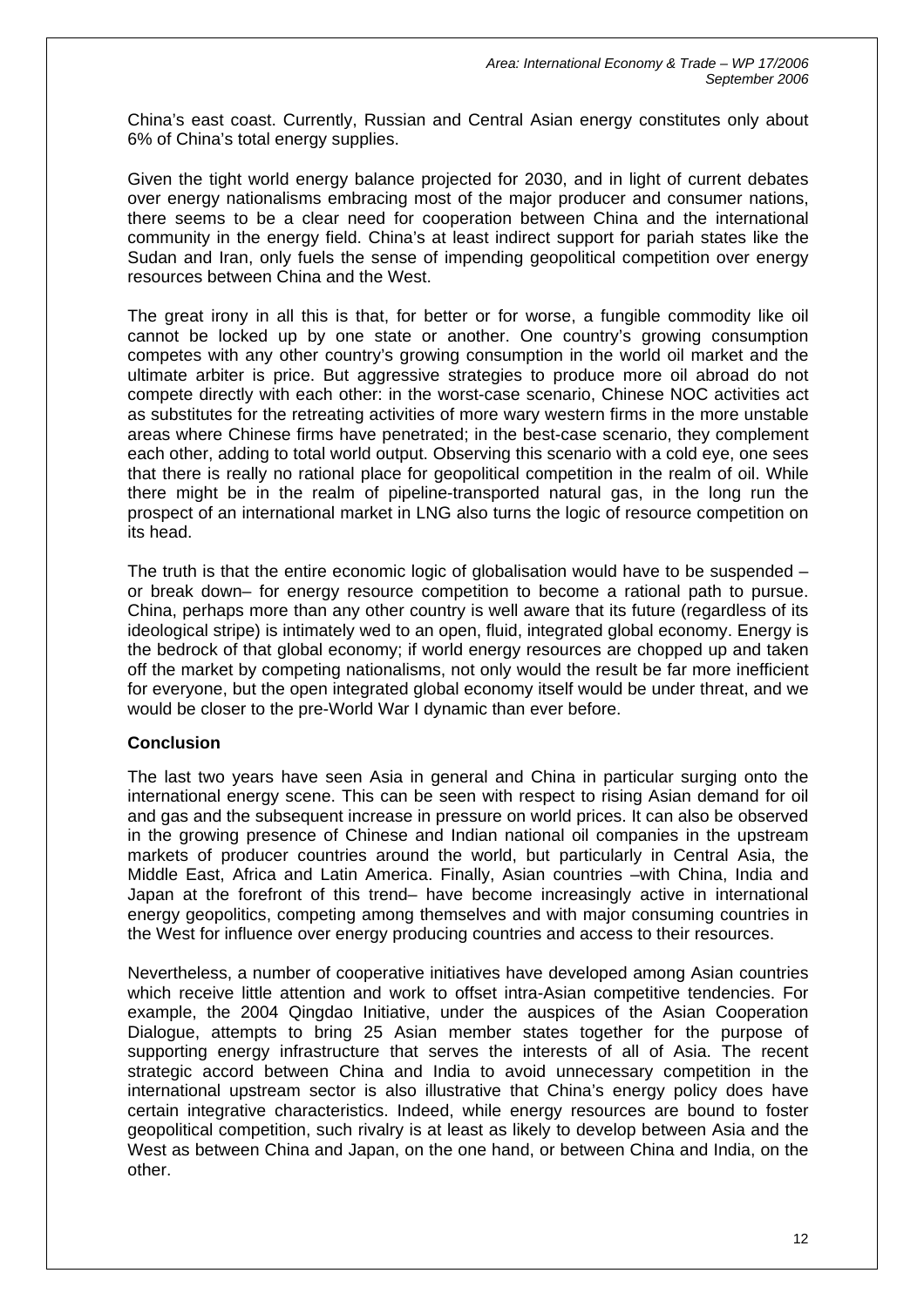China's east coast. Currently, Russian and Central Asian energy constitutes only about 6% of China's total energy supplies.

Given the tight world energy balance projected for 2030, and in light of current debates over energy nationalisms embracing most of the major producer and consumer nations, there seems to be a clear need for cooperation between China and the international community in the energy field. China's at least indirect support for pariah states like the Sudan and Iran, only fuels the sense of impending geopolitical competition over energy resources between China and the West.

The great irony in all this is that, for better or for worse, a fungible commodity like oil cannot be locked up by one state or another. One country's growing consumption competes with any other country's growing consumption in the world oil market and the ultimate arbiter is price. But aggressive strategies to produce more oil abroad do not compete directly with each other: in the worst-case scenario, Chinese NOC activities act as substitutes for the retreating activities of more wary western firms in the more unstable areas where Chinese firms have penetrated; in the best-case scenario, they complement each other, adding to total world output. Observing this scenario with a cold eye, one sees that there is really no rational place for geopolitical competition in the realm of oil. While there might be in the realm of pipeline-transported natural gas, in the long run the prospect of an international market in LNG also turns the logic of resource competition on its head.

The truth is that the entire economic logic of globalisation would have to be suspended – or break down– for energy resource competition to become a rational path to pursue. China, perhaps more than any other country is well aware that its future (regardless of its ideological stripe) is intimately wed to an open, fluid, integrated global economy. Energy is the bedrock of that global economy; if world energy resources are chopped up and taken off the market by competing nationalisms, not only would the result be far more inefficient for everyone, but the open integrated global economy itself would be under threat, and we would be closer to the pre-World War I dynamic than ever before.

**Conclusion**

The last two years have seen Asia in general and China in particular surging onto the international energy scene. This can be seen with respect to rising Asian demand for oil and gas and the subsequent increase in pressure on world prices. It can also be observed in the growing presence of Chinese and Indian national oil companies in the upstream markets of producer countries around the world, but particularly in Central Asia, the Middle East, Africa and Latin America. Finally, Asian countries –with China, India and Japan at the forefront of this trend– have become increasingly active in international energy geopolitics, competing among themselves and with major consuming countries in the West for influence over energy producing countries and access to their resources.

Nevertheless, a number of cooperative initiatives have developed among Asian countries which receive little attention and work to offset intra-Asian competitive tendencies. For example, the 2004 Qingdao Initiative, under the auspices of the Asian Cooperation Dialogue, attempts to bring 25 Asian member states together for the purpose of supporting energy infrastructure that serves the interests of all of Asia. The recent strategic accord between China and India to avoid unnecessary competition in the international upstream sector is also illustrative that China's energy policy does have certain integrative characteristics. Indeed, while energy resources are bound to foster geopolitical competition, such rivalry is at least as likely to develop between Asia and the West as between China and Japan, on the one hand, or between China and India, on the other.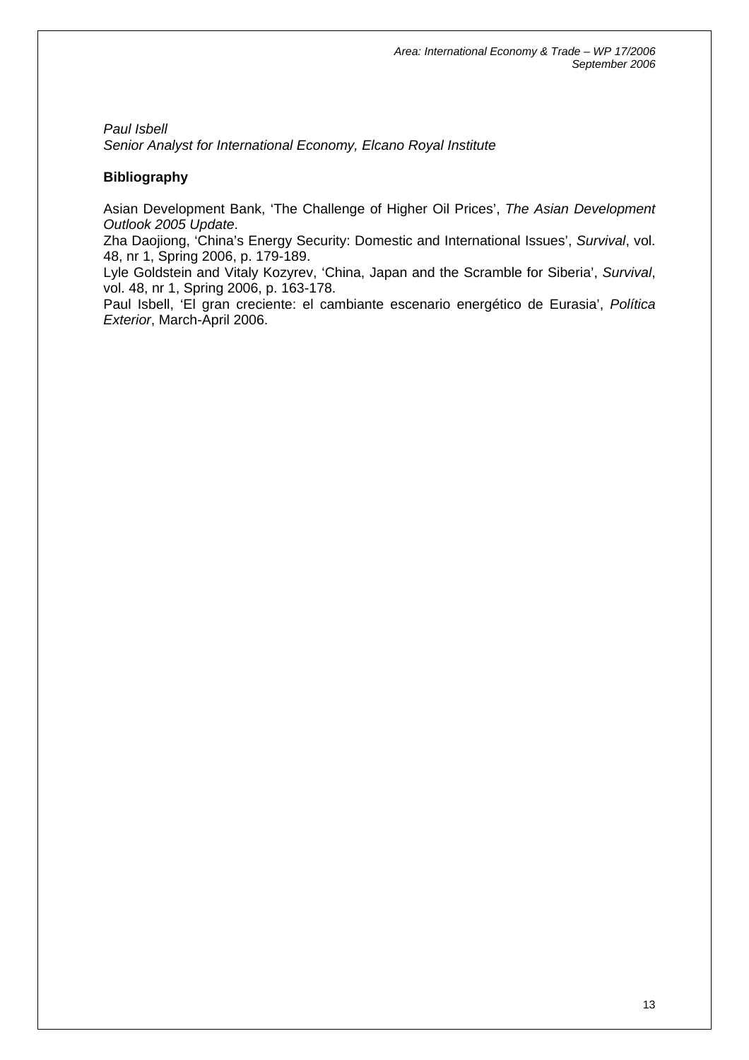*Paul Isbell*
*Senior Analyst for International Economy, Elcano Royal Institute*

**Bibliography**

Asian Development Bank, 'The Challenge of Higher Oil Prices', *The Asian Development Outlook 2005 Update*.
Zha Daojiong, 'China's Energy Security: Domestic and International Issues', *Survival*, vol. 48, nr 1, Spring 2006, p. 179-189.
Lyle Goldstein and Vitaly Kozyrev, 'China, Japan and the Scramble for Siberia', *Survival*, vol. 48, nr 1, Spring 2006, p. 163-178.
Paul Isbell, 'El gran creciente: el cambiante escenario energético de Eurasia', *Política Exterior*, March-April 2006.